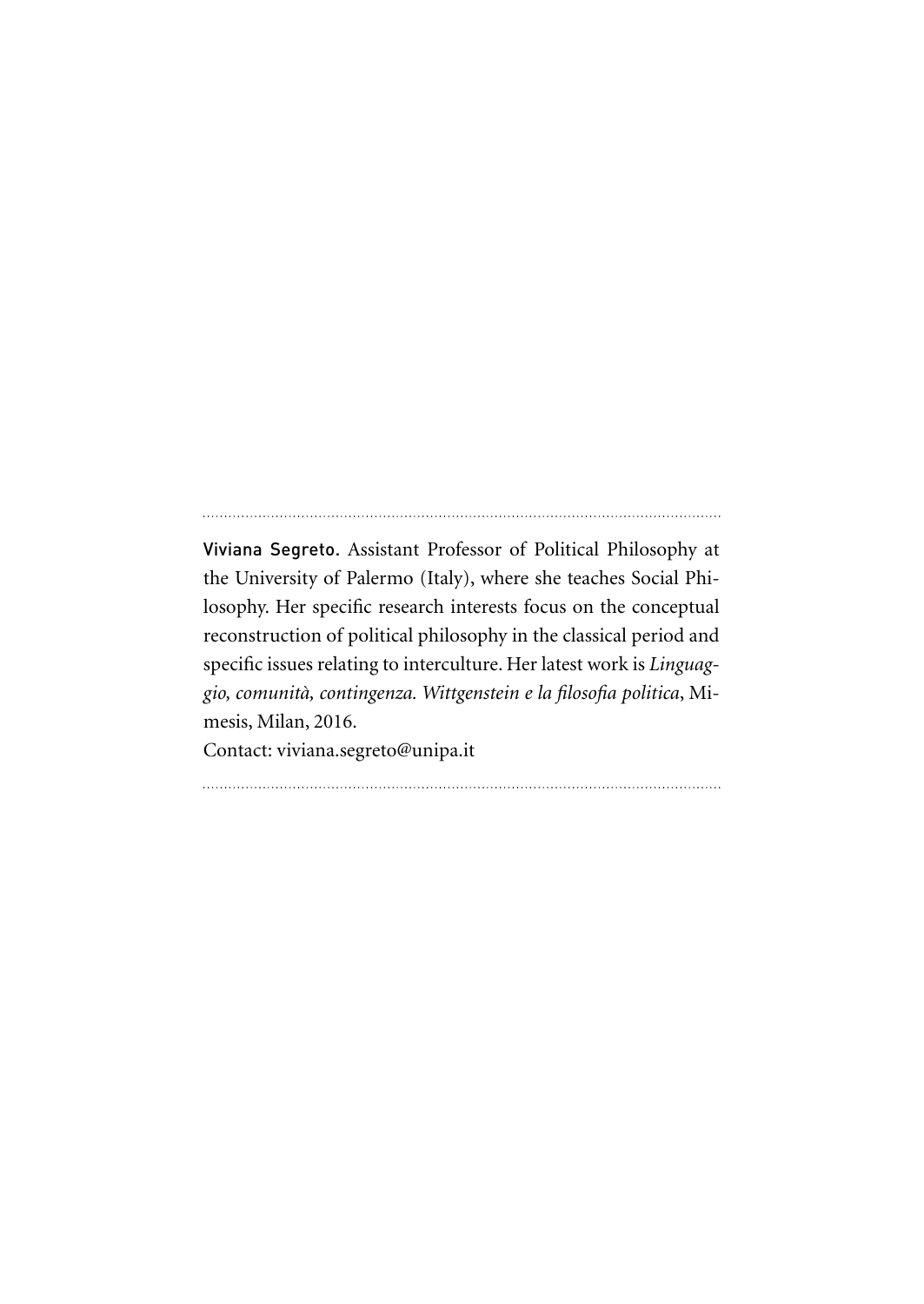---

**Viviana Segreto.** Assistant Professor of Political Philosophy at the University of Palermo (Italy), where she teaches Social Philosophy. Her specific research interests focus on the conceptual reconstruction of political philosophy in the classical period and specific issues relating to interculture. Her latest work is *Linguaggio, comunità, contingenza. Wittgenstein e la filosofia politica*, Mimesis, Milan, 2016.
Contact: viviana.segreto@unipa.it

---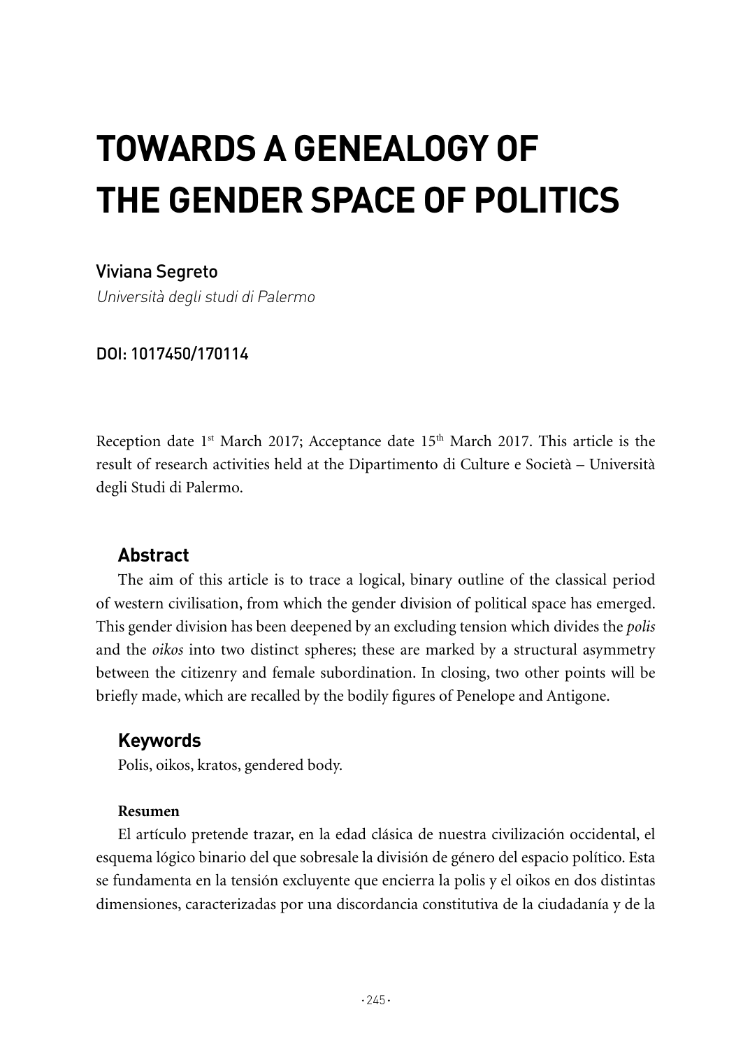# TOWARDS A GENEALOGY OF THE GENDER SPACE OF POLITICS

Viviana Segreto

*Università degli studi di Palermo*

**DOI: 1017450/170114**

Reception date 1st March 2017; Acceptance date 15th March 2017. This article is the result of research activities held at the Dipartimento di Culture e Società – Università degli Studi di Palermo.

## Abstract

The aim of this article is to trace a logical, binary outline of the classical period of western civilisation, from which the gender division of political space has emerged. This gender division has been deepened by an excluding tension which divides the *polis* and the *oikos* into two distinct spheres; these are marked by a structural asymmetry between the citizenry and female subordination. In closing, two other points will be briefly made, which are recalled by the bodily figures of Penelope and Antigone.

## Keywords

Polis, oikos, kratos, gendered body.

**Resumen**

El artículo pretende trazar, en la edad clásica de nuestra civilización occidental, el esquema lógico binario del que sobresale la división de género del espacio político. Esta se fundamenta en la tensión excluyente que encierra la polis y el oikos en dos distintas dimensiones, caracterizadas por una discordancia constitutiva de la ciudadanía y de la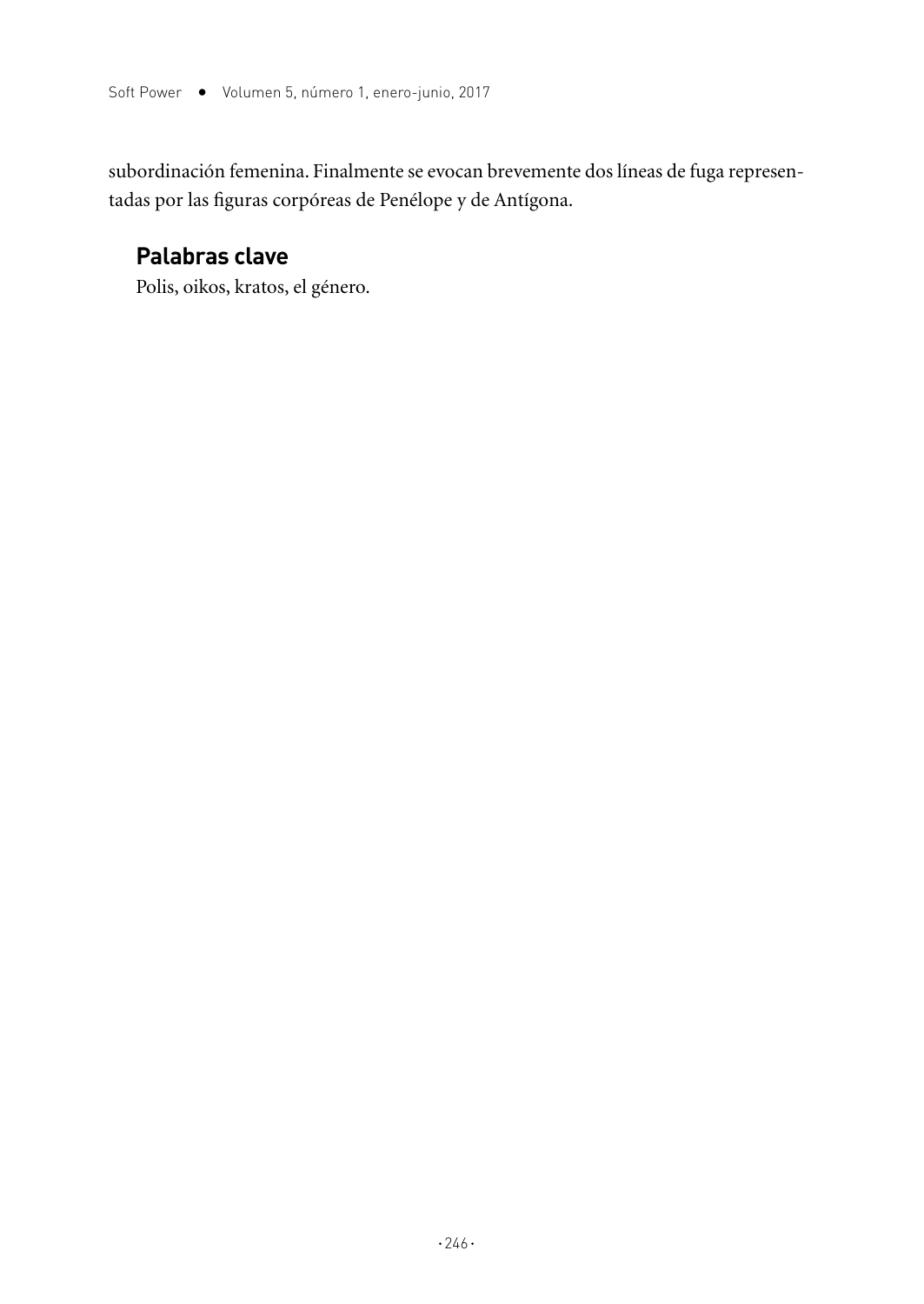subordinación femenina. Finalmente se evocan brevemente dos líneas de fuga representadas por las figuras corpóreas de Penélope y de Antígona.

## Palabras clave

Polis, oikos, kratos, el género.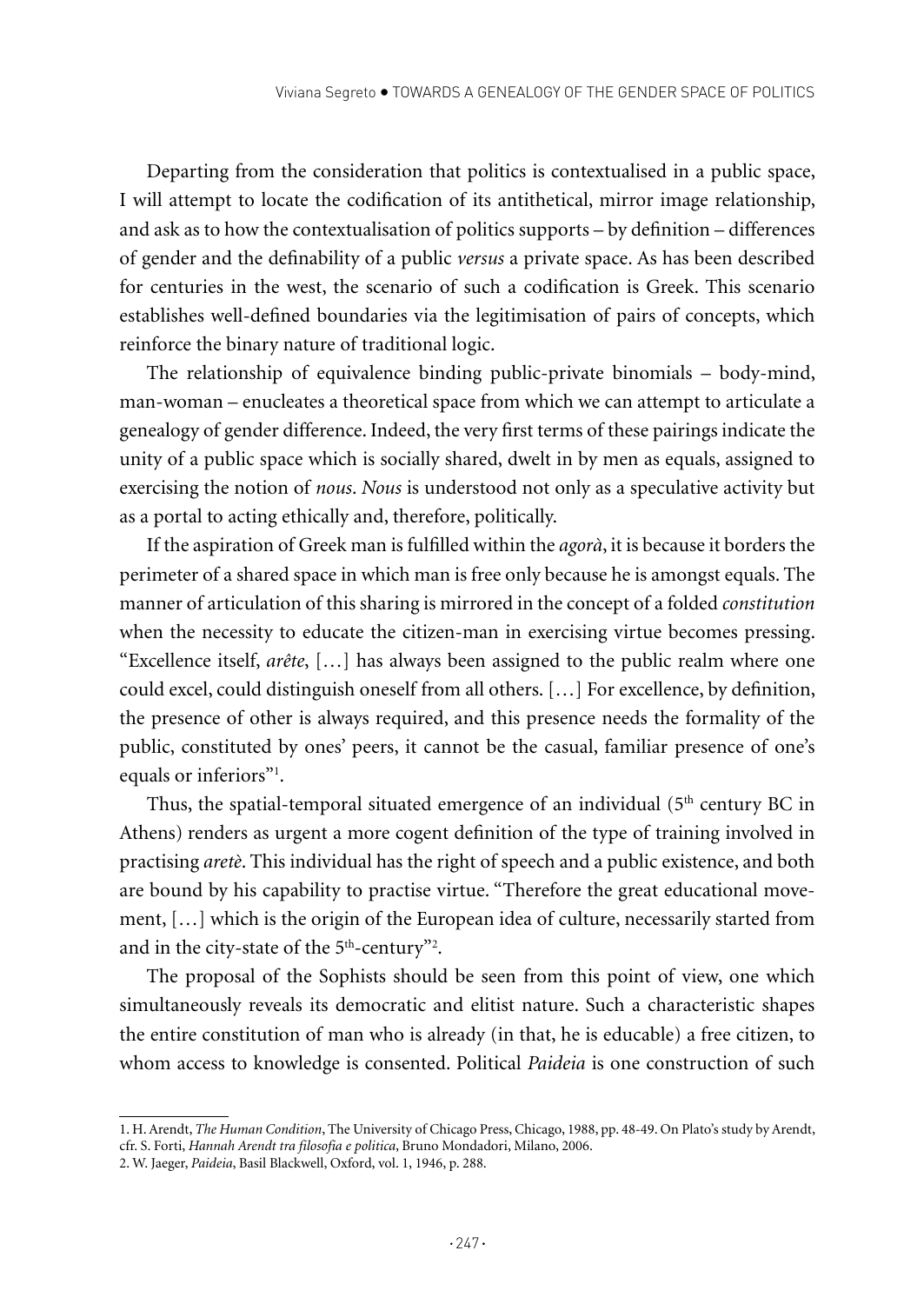Departing from the consideration that politics is contextualised in a public space, I will attempt to locate the codification of its antithetical, mirror image relationship, and ask as to how the contextualisation of politics supports – by definition – differences of gender and the definability of a public *versus* a private space. As has been described for centuries in the west, the scenario of such a codification is Greek. This scenario establishes well-defined boundaries via the legitimisation of pairs of concepts, which reinforce the binary nature of traditional logic.

The relationship of equivalence binding public-private binomials – body-mind, man-woman – enucleates a theoretical space from which we can attempt to articulate a genealogy of gender difference. Indeed, the very first terms of these pairings indicate the unity of a public space which is socially shared, dwelt in by men as equals, assigned to exercising the notion of *nous*. *Nous* is understood not only as a speculative activity but as a portal to acting ethically and, therefore, politically.

If the aspiration of Greek man is fulfilled within the *agorà*, it is because it borders the perimeter of a shared space in which man is free only because he is amongst equals. The manner of articulation of this sharing is mirrored in the concept of a folded *constitution* when the necessity to educate the citizen-man in exercising virtue becomes pressing. "Excellence itself, *arête*, […] has always been assigned to the public realm where one could excel, could distinguish oneself from all others. […] For excellence, by definition, the presence of other is always required, and this presence needs the formality of the public, constituted by ones' peers, it cannot be the casual, familiar presence of one's equals or inferiors"[1].

Thus, the spatial-temporal situated emergence of an individual (5th century BC in Athens) renders as urgent a more cogent definition of the type of training involved in practising *aretè*. This individual has the right of speech and a public existence, and both are bound by his capability to practise virtue. "Therefore the great educational movement, […] which is the origin of the European idea of culture, necessarily started from and in the city-state of the 5th-century"[2].

The proposal of the Sophists should be seen from this point of view, one which simultaneously reveals its democratic and elitist nature. Such a characteristic shapes the entire constitution of man who is already (in that, he is educable) a free citizen, to whom access to knowledge is consented. Political *Paideia* is one construction of such

---

1. H. Arendt, *The Human Condition*, The University of Chicago Press, Chicago, 1988, pp. 48-49. On Plato's study by Arendt, cfr. S. Forti, *Hannah Arendt tra filosofia e politica*, Bruno Mondadori, Milano, 2006.
2. W. Jaeger, *Paideia*, Basil Blackwell, Oxford, vol. 1, 1946, p. 288.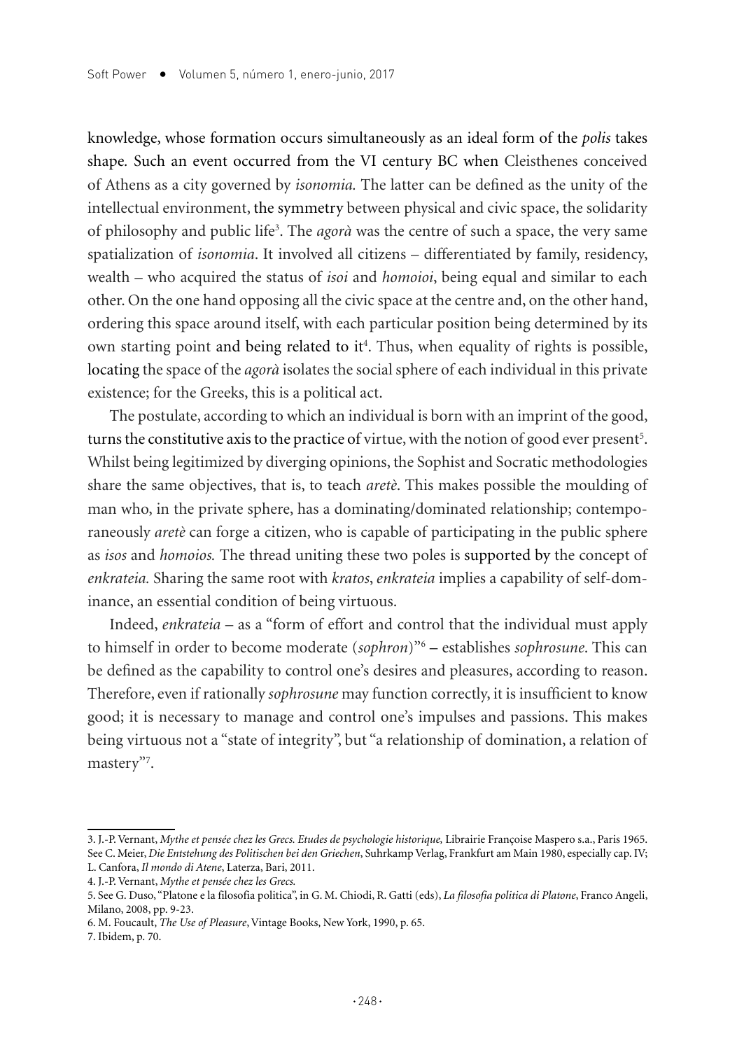knowledge, whose formation occurs simultaneously as an ideal form of the *polis* takes shape. Such an event occurred from the VI century BC when Cleisthenes conceived of Athens as a city governed by *isonomia.* The latter can be defined as the unity of the intellectual environment, the symmetry between physical and civic space, the solidarity of philosophy and public life[3]. The *agorà* was the centre of such a space, the very same spatialization of *isonomia*. It involved all citizens – differentiated by family, residency, wealth – who acquired the status of *isoi* and *homoioi*, being equal and similar to each other. On the one hand opposing all the civic space at the centre and, on the other hand, ordering this space around itself, with each particular position being determined by its own starting point and being related to it[4]. Thus, when equality of rights is possible, locating the space of the *agorà* isolates the social sphere of each individual in this private existence; for the Greeks, this is a political act.

The postulate, according to which an individual is born with an imprint of the good, turns the constitutive axis to the practice of virtue, with the notion of good ever present[5]. Whilst being legitimized by diverging opinions, the Sophist and Socratic methodologies share the same objectives, that is, to teach *aretè*. This makes possible the moulding of man who, in the private sphere, has a dominating/dominated relationship; contemporaneously *aretè* can forge a citizen, who is capable of participating in the public sphere as *isos* and *homoios.* The thread uniting these two poles is supported by the concept of *enkrateia.* Sharing the same root with *kratos*, *enkrateia* implies a capability of self-dominance, an essential condition of being virtuous.

Indeed, *enkrateia* – as a "form of effort and control that the individual must apply to himself in order to become moderate (*sophron*)"[6] – establishes *sophrosune*. This can be defined as the capability to control one's desires and pleasures, according to reason. Therefore, even if rationally *sophrosune* may function correctly, it is insufficient to know good; it is necessary to manage and control one's impulses and passions. This makes being virtuous not a "state of integrity", but "a relationship of domination, a relation of mastery"[7].

---

3. J.-P. Vernant, *Mythe et pensée chez les Grecs. Etudes de psychologie historique,* Librairie Françoise Maspero s.a., Paris 1965. See C. Meier, *Die Entstehung des Politischen bei den Griechen*, Suhrkamp Verlag, Frankfurt am Main 1980, especially cap. IV; L. Canfora, *Il mondo di Atene*, Laterza, Bari, 2011.

4. J.-P. Vernant, *Mythe et pensée chez les Grecs.*

5. See G. Duso, "Platone e la filosofia politica", in G. M. Chiodi, R. Gatti (eds), *La filosofia politica di Platone*, Franco Angeli, Milano, 2008, pp. 9-23.

6. M. Foucault, *The Use of Pleasure*, Vintage Books, New York, 1990, p. 65.

7. Ibidem, p. 70.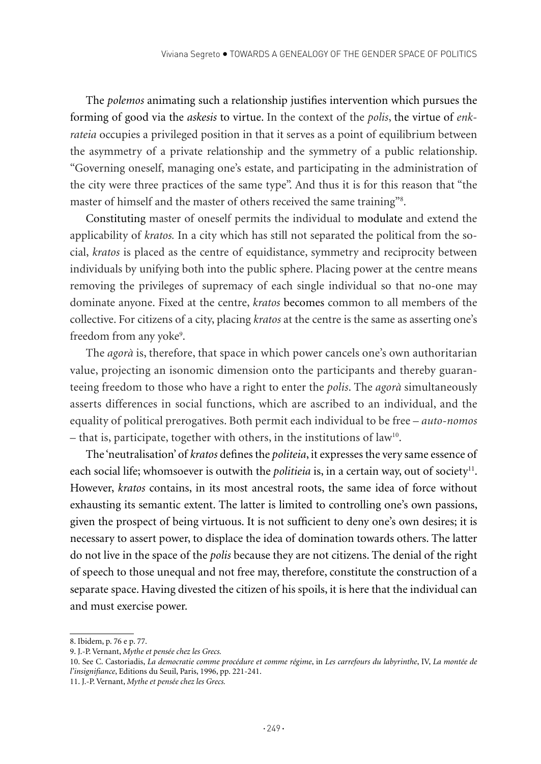The *polemos* animating such a relationship justifies intervention which pursues the forming of good via the *askesis* to virtue. In the context of the *polis*, the virtue of *enkrateia* occupies a privileged position in that it serves as a point of equilibrium between the asymmetry of a private relationship and the symmetry of a public relationship. "Governing oneself, managing one's estate, and participating in the administration of the city were three practices of the same type". And thus it is for this reason that "the master of himself and the master of others received the same training"[8].

Constituting master of oneself permits the individual to modulate and extend the applicability of *kratos.* In a city which has still not separated the political from the social, *kratos* is placed as the centre of equidistance, symmetry and reciprocity between individuals by unifying both into the public sphere. Placing power at the centre means removing the privileges of supremacy of each single individual so that no-one may dominate anyone. Fixed at the centre, *kratos* becomes common to all members of the collective. For citizens of a city, placing *kratos* at the centre is the same as asserting one's freedom from any yoke[9].

The *agorà* is, therefore, that space in which power cancels one's own authoritarian value, projecting an isonomic dimension onto the participants and thereby guaranteeing freedom to those who have a right to enter the *polis*. The *agorà* simultaneously asserts differences in social functions, which are ascribed to an individual, and the equality of political prerogatives. Both permit each individual to be free – *auto-nomos* – that is, participate, together with others, in the institutions of law[10].

The 'neutralisation' of *kratos* defines the *politeia*, it expresses the very same essence of each social life; whomsoever is outwith the *politieia* is, in a certain way, out of society[11]. However, *kratos* contains, in its most ancestral roots, the same idea of force without exhausting its semantic extent. The latter is limited to controlling one's own passions, given the prospect of being virtuous. It is not sufficient to deny one's own desires; it is necessary to assert power, to displace the idea of domination towards others. The latter do not live in the space of the *polis* because they are not citizens. The denial of the right of speech to those unequal and not free may, therefore, constitute the construction of a separate space. Having divested the citizen of his spoils, it is here that the individual can and must exercise power.

---

8. Ibidem, p. 76 e p. 77.
9. J.-P. Vernant, *Mythe et pensée chez les Grecs.*
10. See C. Castoriadis, *La democratie comme procédure et comme régime*, in *Les carrefours du labyrinthe*, IV, *La montée de l'insignifiance*, Editions du Seuil, Paris, 1996, pp. 221-241.
11. J.-P. Vernant, *Mythe et pensée chez les Grecs.*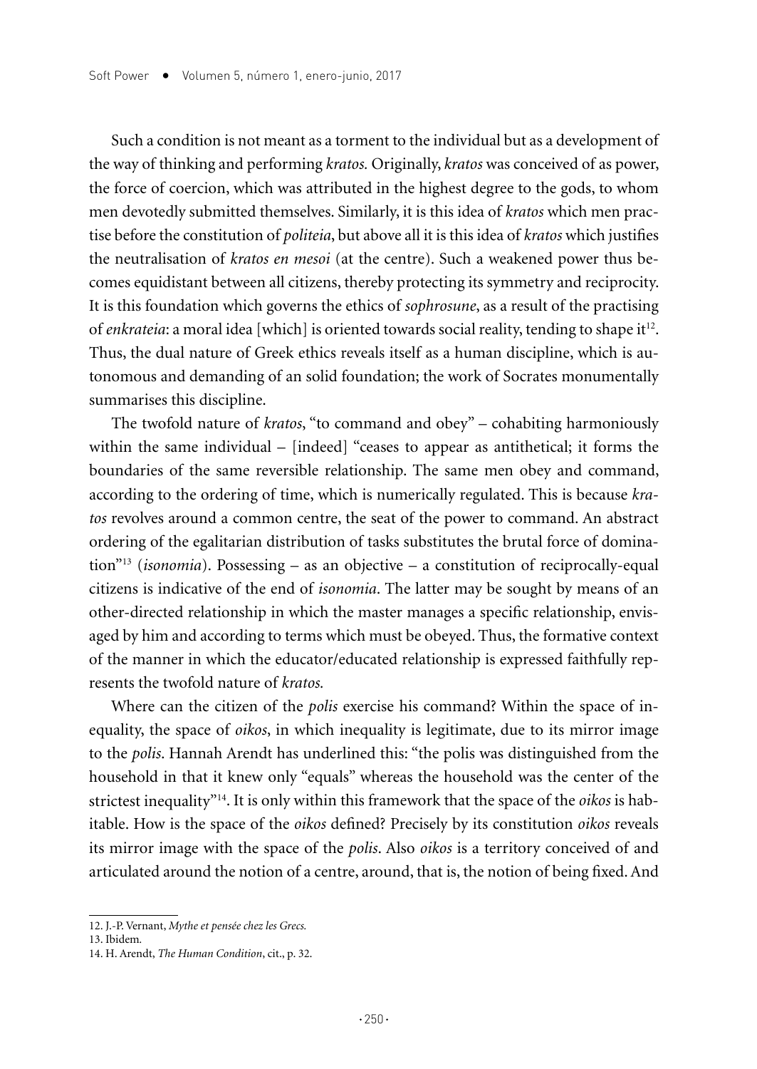Such a condition is not meant as a torment to the individual but as a development of the way of thinking and performing *kratos.* Originally, *kratos* was conceived of as power, the force of coercion, which was attributed in the highest degree to the gods, to whom men devotedly submitted themselves. Similarly, it is this idea of *kratos* which men practise before the constitution of *politeia*, but above all it is this idea of *kratos* which justifies the neutralisation of *kratos en mesoi* (at the centre). Such a weakened power thus becomes equidistant between all citizens, thereby protecting its symmetry and reciprocity. It is this foundation which governs the ethics of *sophrosune*, as a result of the practising of *enkrateia*: a moral idea [which] is oriented towards social reality, tending to shape it[12]. Thus, the dual nature of Greek ethics reveals itself as a human discipline, which is autonomous and demanding of an solid foundation; the work of Socrates monumentally summarises this discipline.

The twofold nature of *kratos*, "to command and obey" – cohabiting harmoniously within the same individual – [indeed] "ceases to appear as antithetical; it forms the boundaries of the same reversible relationship. The same men obey and command, according to the ordering of time, which is numerically regulated. This is because *kratos* revolves around a common centre, the seat of the power to command. An abstract ordering of the egalitarian distribution of tasks substitutes the brutal force of domination"[13] (*isonomia*). Possessing – as an objective – a constitution of reciprocally-equal citizens is indicative of the end of *isonomia*. The latter may be sought by means of an other-directed relationship in which the master manages a specific relationship, envisaged by him and according to terms which must be obeyed. Thus, the formative context of the manner in which the educator/educated relationship is expressed faithfully represents the twofold nature of *kratos.*

Where can the citizen of the *polis* exercise his command? Within the space of inequality, the space of *oikos*, in which inequality is legitimate, due to its mirror image to the *polis*. Hannah Arendt has underlined this: "the polis was distinguished from the household in that it knew only "equals" whereas the household was the center of the strictest inequality"[14]. It is only within this framework that the space of the *oikos* is habitable. How is the space of the *oikos* defined? Precisely by its constitution *oikos* reveals its mirror image with the space of the *polis*. Also *oikos* is a territory conceived of and articulated around the notion of a centre, around, that is, the notion of being fixed. And

12. J.-P. Vernant, *Mythe et pensée chez les Grecs.*
13. Ibidem.
14. H. Arendt, *The Human Condition*, cit., p. 32.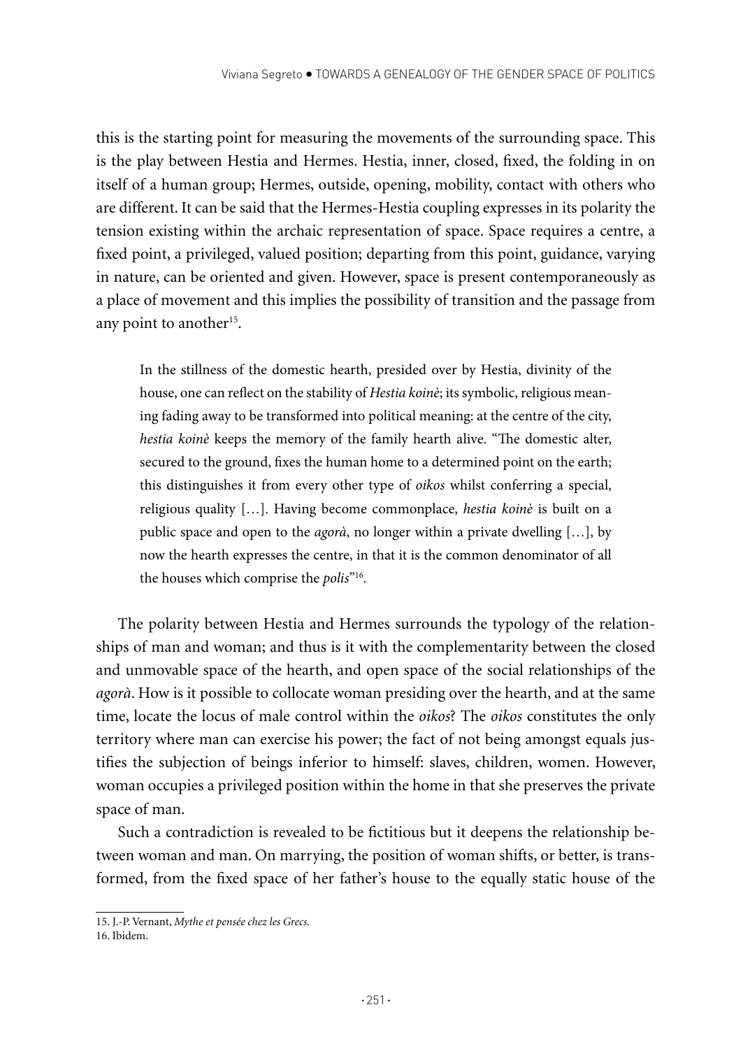this is the starting point for measuring the movements of the surrounding space. This is the play between Hestia and Hermes. Hestia, inner, closed, fixed, the folding in on itself of a human group; Hermes, outside, opening, mobility, contact with others who are different. It can be said that the Hermes-Hestia coupling expresses in its polarity the tension existing within the archaic representation of space. Space requires a centre, a fixed point, a privileged, valued position; departing from this point, guidance, varying in nature, can be oriented and given. However, space is present contemporaneously as a place of movement and this implies the possibility of transition and the passage from any point to another[15].

> In the stillness of the domestic hearth, presided over by Hestia, divinity of the house, one can reflect on the stability of *Hestia koinè*; its symbolic, religious meaning fading away to be transformed into political meaning: at the centre of the city, *hestia koinè* keeps the memory of the family hearth alive. "The domestic alter, secured to the ground, fixes the human home to a determined point on the earth; this distinguishes it from every other type of *oikos* whilst conferring a special, religious quality […]. Having become commonplace, *hestia koinè* is built on a public space and open to the *agorà*, no longer within a private dwelling […], by now the hearth expresses the centre, in that it is the common denominator of all the houses which comprise the *polis*"[16].

The polarity between Hestia and Hermes surrounds the typology of the relationships of man and woman; and thus is it with the complementarity between the closed and unmovable space of the hearth, and open space of the social relationships of the *agorà*. How is it possible to collocate woman presiding over the hearth, and at the same time, locate the locus of male control within the *oikos*? The *oikos* constitutes the only territory where man can exercise his power; the fact of not being amongst equals justifies the subjection of beings inferior to himself: slaves, children, women. However, woman occupies a privileged position within the home in that she preserves the private space of man.

Such a contradiction is revealed to be fictitious but it deepens the relationship between woman and man. On marrying, the position of woman shifts, or better, is transformed, from the fixed space of her father's house to the equally static house of the

---

15. J.-P. Vernant, *Mythe et pensée chez les Grecs.*
16. Ibidem.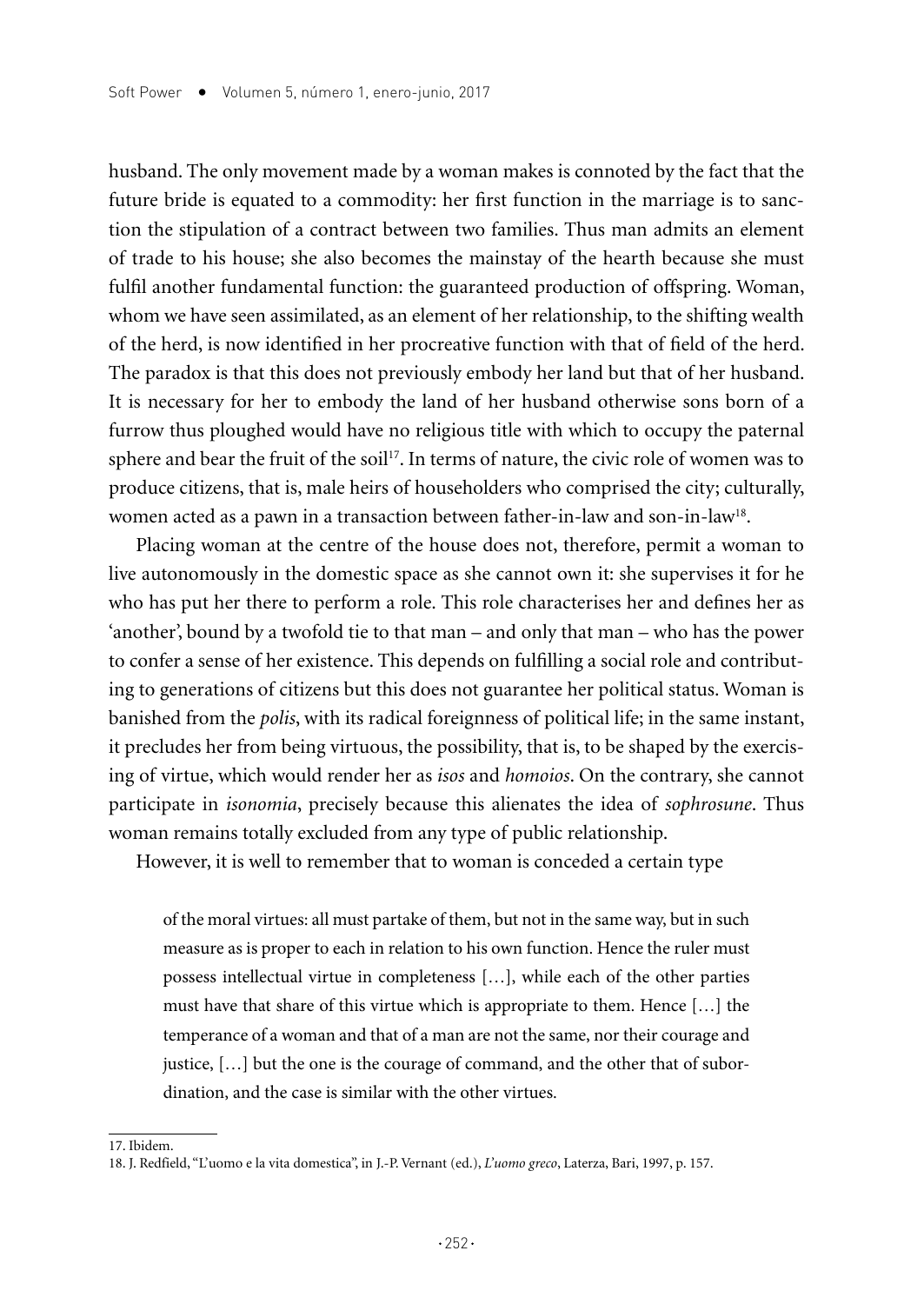husband. The only movement made by a woman makes is connoted by the fact that the future bride is equated to a commodity: her first function in the marriage is to sanction the stipulation of a contract between two families. Thus man admits an element of trade to his house; she also becomes the mainstay of the hearth because she must fulfil another fundamental function: the guaranteed production of offspring. Woman, whom we have seen assimilated, as an element of her relationship, to the shifting wealth of the herd, is now identified in her procreative function with that of field of the herd. The paradox is that this does not previously embody her land but that of her husband. It is necessary for her to embody the land of her husband otherwise sons born of a furrow thus ploughed would have no religious title with which to occupy the paternal sphere and bear the fruit of the soil[17]. In terms of nature, the civic role of women was to produce citizens, that is, male heirs of householders who comprised the city; culturally, women acted as a pawn in a transaction between father-in-law and son-in-law[18].

Placing woman at the centre of the house does not, therefore, permit a woman to live autonomously in the domestic space as she cannot own it: she supervises it for he who has put her there to perform a role. This role characterises her and defines her as 'another', bound by a twofold tie to that man – and only that man – who has the power to confer a sense of her existence. This depends on fulfilling a social role and contributing to generations of citizens but this does not guarantee her political status. Woman is banished from the *polis*, with its radical foreignness of political life; in the same instant, it precludes her from being virtuous, the possibility, that is, to be shaped by the exercising of virtue, which would render her as *isos* and *homoios*. On the contrary, she cannot participate in *isonomia*, precisely because this alienates the idea of *sophrosune*. Thus woman remains totally excluded from any type of public relationship.

However, it is well to remember that to woman is conceded a certain type

> of the moral virtues: all must partake of them, but not in the same way, but in such measure as is proper to each in relation to his own function. Hence the ruler must possess intellectual virtue in completeness […], while each of the other parties must have that share of this virtue which is appropriate to them. Hence […] the temperance of a woman and that of a man are not the same, nor their courage and justice, […] but the one is the courage of command, and the other that of subordination, and the case is similar with the other virtues.

17. Ibidem.

18. J. Redfield, "L'uomo e la vita domestica", in J.-P. Vernant (ed.), *L'uomo greco*, Laterza, Bari, 1997, p. 157.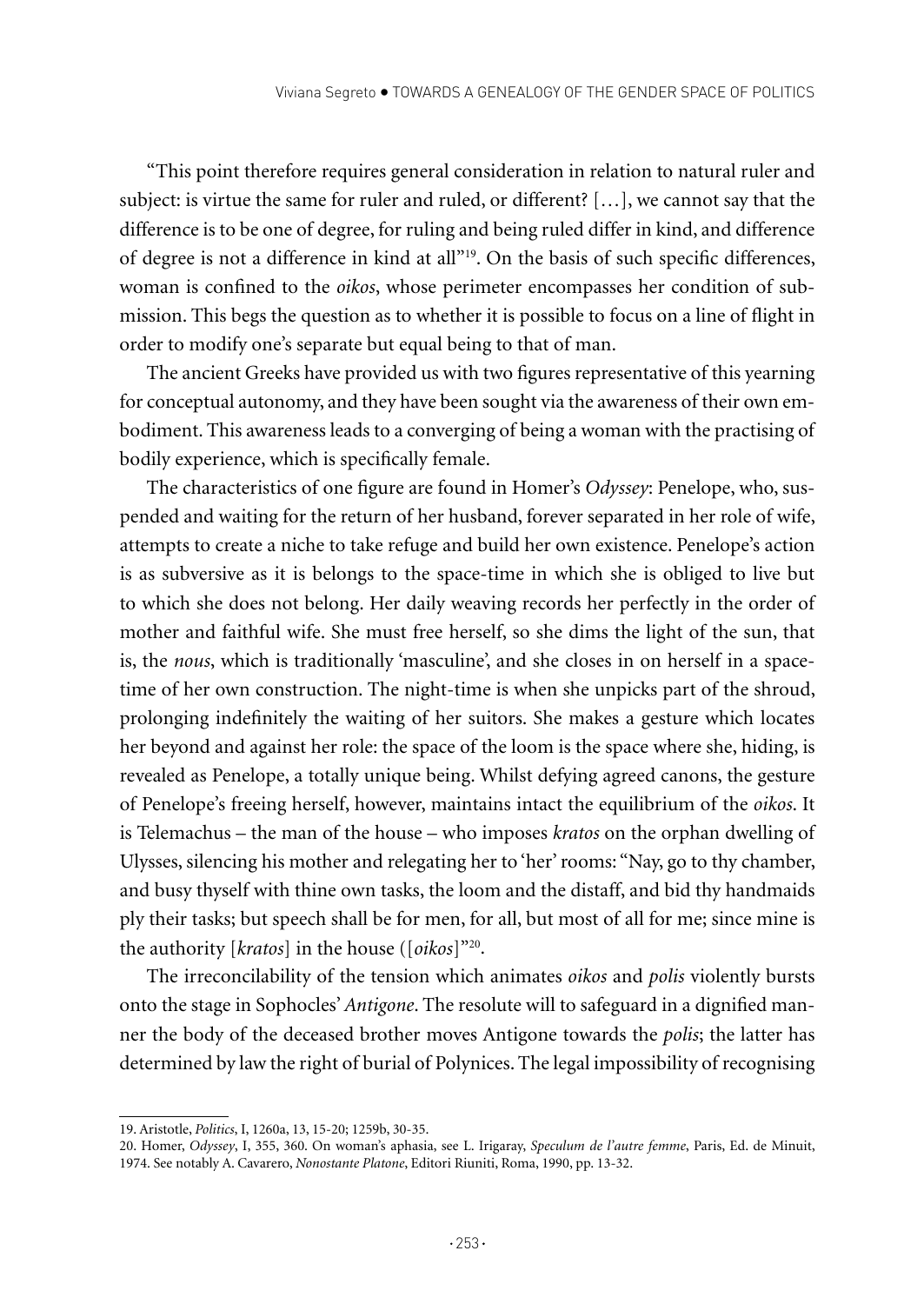"This point therefore requires general consideration in relation to natural ruler and subject: is virtue the same for ruler and ruled, or different? […], we cannot say that the difference is to be one of degree, for ruling and being ruled differ in kind, and difference of degree is not a difference in kind at all"[19]. On the basis of such specific differences, woman is confined to the *oikos*, whose perimeter encompasses her condition of submission. This begs the question as to whether it is possible to focus on a line of flight in order to modify one's separate but equal being to that of man.

The ancient Greeks have provided us with two figures representative of this yearning for conceptual autonomy, and they have been sought via the awareness of their own embodiment. This awareness leads to a converging of being a woman with the practising of bodily experience, which is specifically female.

The characteristics of one figure are found in Homer's *Odyssey*: Penelope, who, suspended and waiting for the return of her husband, forever separated in her role of wife, attempts to create a niche to take refuge and build her own existence. Penelope's action is as subversive as it is belongs to the space-time in which she is obliged to live but to which she does not belong. Her daily weaving records her perfectly in the order of mother and faithful wife. She must free herself, so she dims the light of the sun, that is, the *nous*, which is traditionally 'masculine', and she closes in on herself in a space-time of her own construction. The night-time is when she unpicks part of the shroud, prolonging indefinitely the waiting of her suitors. She makes a gesture which locates her beyond and against her role: the space of the loom is the space where she, hiding, is revealed as Penelope, a totally unique being. Whilst defying agreed canons, the gesture of Penelope's freeing herself, however, maintains intact the equilibrium of the *oikos*. It is Telemachus – the man of the house – who imposes *kratos* on the orphan dwelling of Ulysses, silencing his mother and relegating her to 'her' rooms: "Nay, go to thy chamber, and busy thyself with thine own tasks, the loom and the distaff, and bid thy handmaids ply their tasks; but speech shall be for men, for all, but most of all for me; since mine is the authority [*kratos*] in the house ([*oikos*]"[20].

The irreconcilability of the tension which animates *oikos* and *polis* violently bursts onto the stage in Sophocles' *Antigone*. The resolute will to safeguard in a dignified manner the body of the deceased brother moves Antigone towards the *polis*; the latter has determined by law the right of burial of Polynices. The legal impossibility of recognising

19. Aristotle, *Politics*, I, 1260a, 13, 15-20; 1259b, 30-35.

20. Homer, *Odyssey*, I, 355, 360. On woman's aphasia, see L. Irigaray, *Speculum de l'autre femme*, Paris, Ed. de Minuit, 1974. See notably A. Cavarero, *Nonostante Platone*, Editori Riuniti, Roma, 1990, pp. 13-32.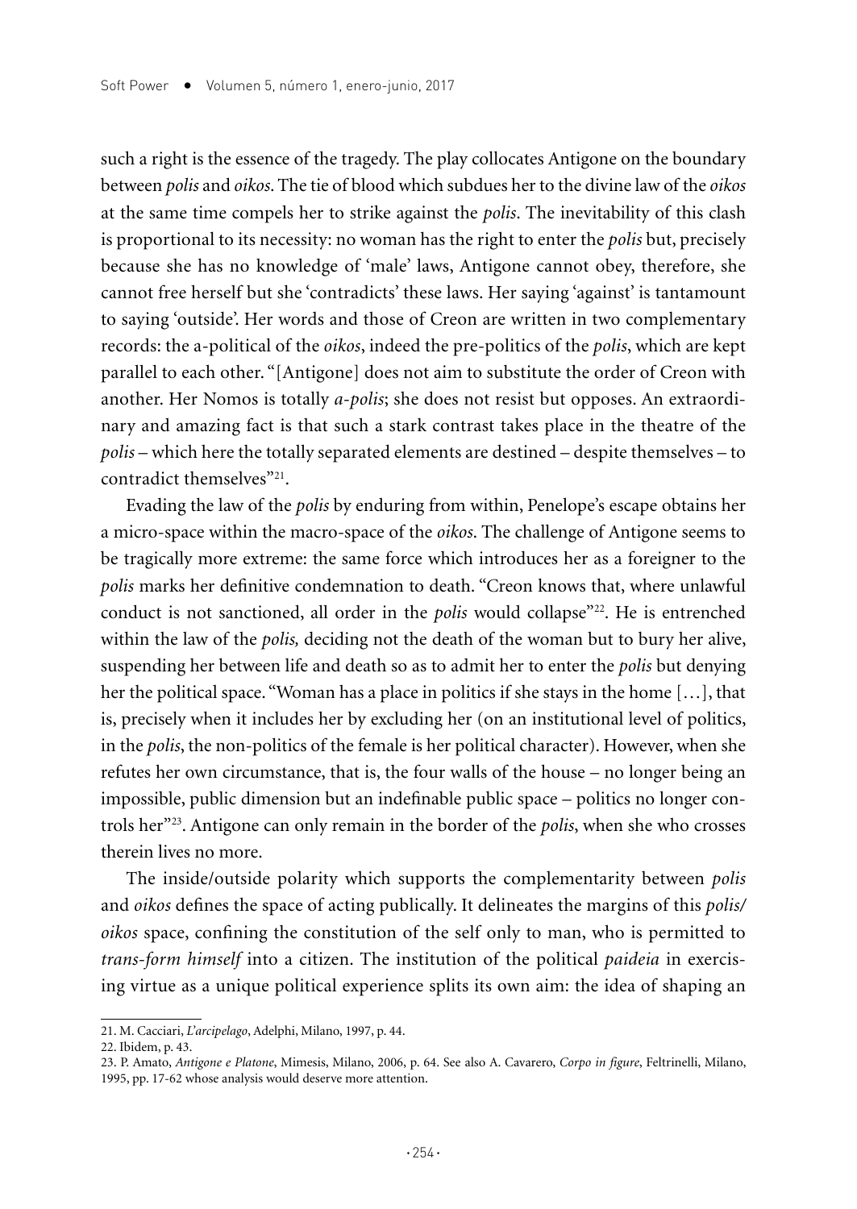such a right is the essence of the tragedy. The play collocates Antigone on the boundary between *polis* and *oikos*. The tie of blood which subdues her to the divine law of the *oikos* at the same time compels her to strike against the *polis*. The inevitability of this clash is proportional to its necessity: no woman has the right to enter the *polis* but, precisely because she has no knowledge of 'male' laws, Antigone cannot obey, therefore, she cannot free herself but she 'contradicts' these laws. Her saying 'against' is tantamount to saying 'outside'. Her words and those of Creon are written in two complementary records: the a-political of the *oikos*, indeed the pre-politics of the *polis*, which are kept parallel to each other. "[Antigone] does not aim to substitute the order of Creon with another. Her Nomos is totally *a-polis*; she does not resist but opposes. An extraordinary and amazing fact is that such a stark contrast takes place in the theatre of the *polis* – which here the totally separated elements are destined – despite themselves – to contradict themselves"[21].

Evading the law of the *polis* by enduring from within, Penelope's escape obtains her a micro-space within the macro-space of the *oikos*. The challenge of Antigone seems to be tragically more extreme: the same force which introduces her as a foreigner to the *polis* marks her definitive condemnation to death. "Creon knows that, where unlawful conduct is not sanctioned, all order in the *polis* would collapse"[22]. He is entrenched within the law of the *polis,* deciding not the death of the woman but to bury her alive, suspending her between life and death so as to admit her to enter the *polis* but denying her the political space. "Woman has a place in politics if she stays in the home […], that is, precisely when it includes her by excluding her (on an institutional level of politics, in the *polis*, the non-politics of the female is her political character). However, when she refutes her own circumstance, that is, the four walls of the house – no longer being an impossible, public dimension but an indefinable public space – politics no longer controls her"[23]. Antigone can only remain in the border of the *polis*, when she who crosses therein lives no more.

The inside/outside polarity which supports the complementarity between *polis* and *oikos* defines the space of acting publically. It delineates the margins of this *polis/oikos* space, confining the constitution of the self only to man, who is permitted to *trans-form himself* into a citizen. The institution of the political *paideia* in exercising virtue as a unique political experience splits its own aim: the idea of shaping an

21. M. Cacciari, *L'arcipelago*, Adelphi, Milano, 1997, p. 44.

22. Ibidem, p. 43.

23. P. Amato, *Antigone e Platone*, Mimesis, Milano, 2006, p. 64. See also A. Cavarero, *Corpo in figure*, Feltrinelli, Milano, 1995, pp. 17-62 whose analysis would deserve more attention.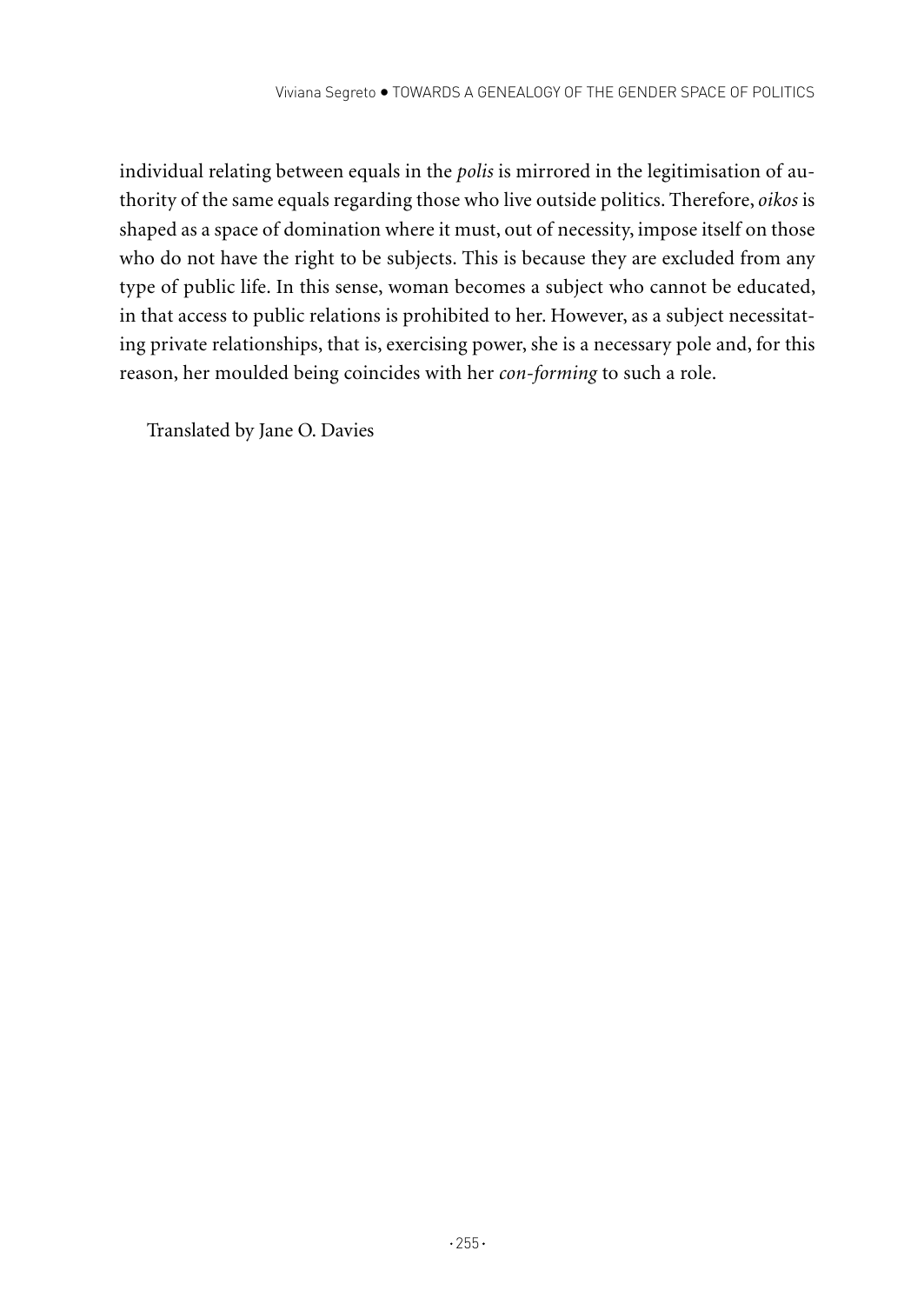individual relating between equals in the *polis* is mirrored in the legitimisation of authority of the same equals regarding those who live outside politics. Therefore, *oikos* is shaped as a space of domination where it must, out of necessity, impose itself on those who do not have the right to be subjects. This is because they are excluded from any type of public life. In this sense, woman becomes a subject who cannot be educated, in that access to public relations is prohibited to her. However, as a subject necessitating private relationships, that is, exercising power, she is a necessary pole and, for this reason, her moulded being coincides with her *con-forming* to such a role.

Translated by Jane O. Davies